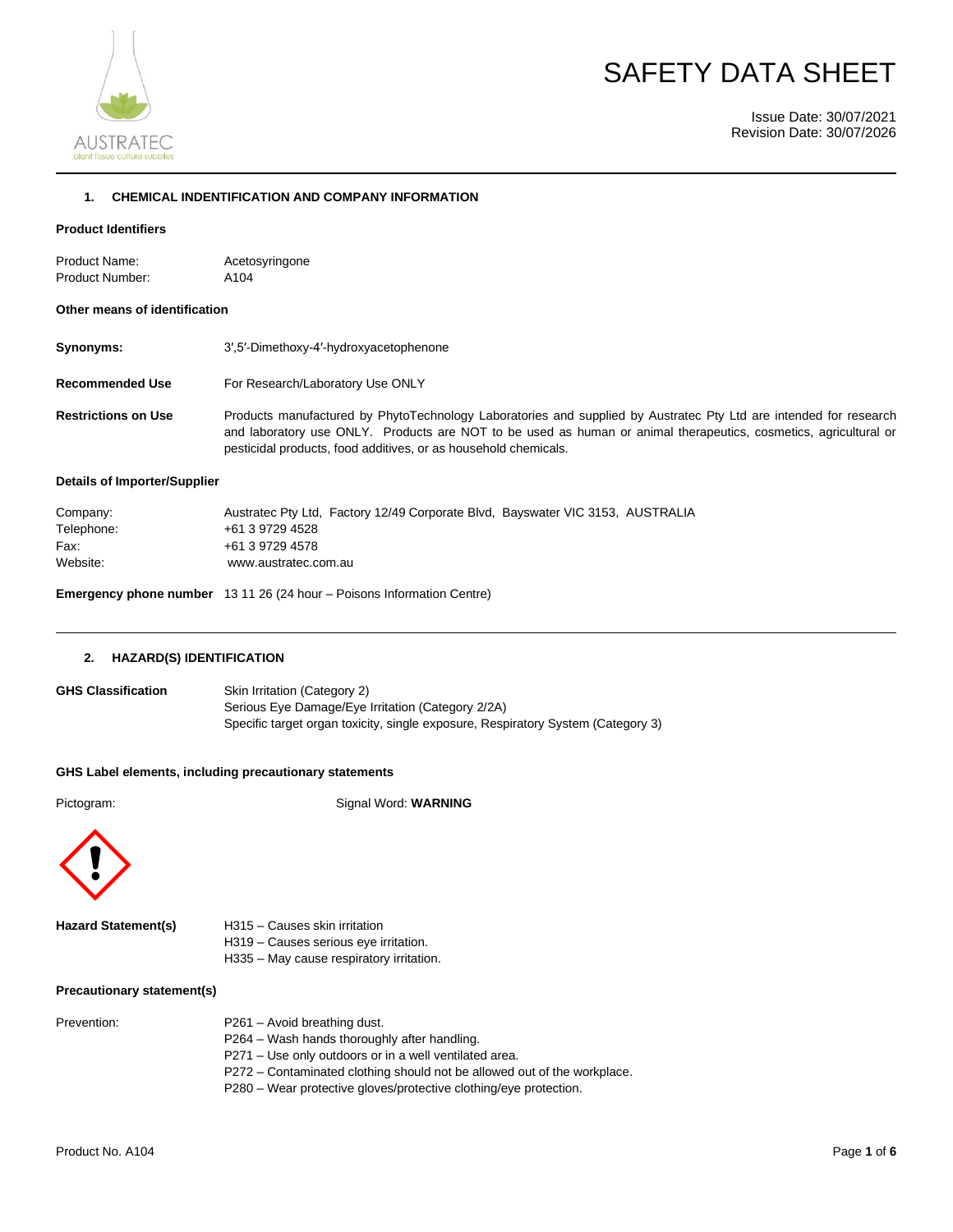# SAFETY DATA SHEET

Issue Date: 30/07/2021
Revision Date: 30/07/2026

## 1. CHEMICAL INDENTIFICATION AND COMPANY INFORMATION

**Product Identifiers**

Product Name: Acetosyringone
Product Number: A104

**Other means of identification**

**Synonyms:** 3′,5′-Dimethoxy-4′-hydroxyacetophenone

**Recommended Use** For Research/Laboratory Use ONLY

**Restrictions on Use** Products manufactured by PhytoTechnology Laboratories and supplied by Austratec Pty Ltd are intended for research and laboratory use ONLY. Products are NOT to be used as human or animal therapeutics, cosmetics, agricultural or pesticidal products, food additives, or as household chemicals.

**Details of Importer/Supplier**

Company: Austratec Pty Ltd, Factory 12/49 Corporate Blvd, Bayswater VIC 3153, AUSTRALIA
Telephone: +61 3 9729 4528
Fax: +61 3 9729 4578
Website: www.austratec.com.au

**Emergency phone number** 13 11 26 (24 hour – Poisons Information Centre)

## 2. HAZARD(S) IDENTIFICATION

**GHS Classification**
Skin Irritation (Category 2)
Serious Eye Damage/Eye Irritation (Category 2/2A)
Specific target organ toxicity, single exposure, Respiratory System (Category 3)

**GHS Label elements, including precautionary statements**

Pictogram: Signal Word: **WARNING**

**Hazard Statement(s)**
H315 – Causes skin irritation
H319 – Causes serious eye irritation.
H335 – May cause respiratory irritation.

**Precautionary statement(s)**

Prevention:
P261 – Avoid breathing dust.
P264 – Wash hands thoroughly after handling.
P271 – Use only outdoors or in a well ventilated area.
P272 – Contaminated clothing should not be allowed out of the workplace.
P280 – Wear protective gloves/protective clothing/eye protection.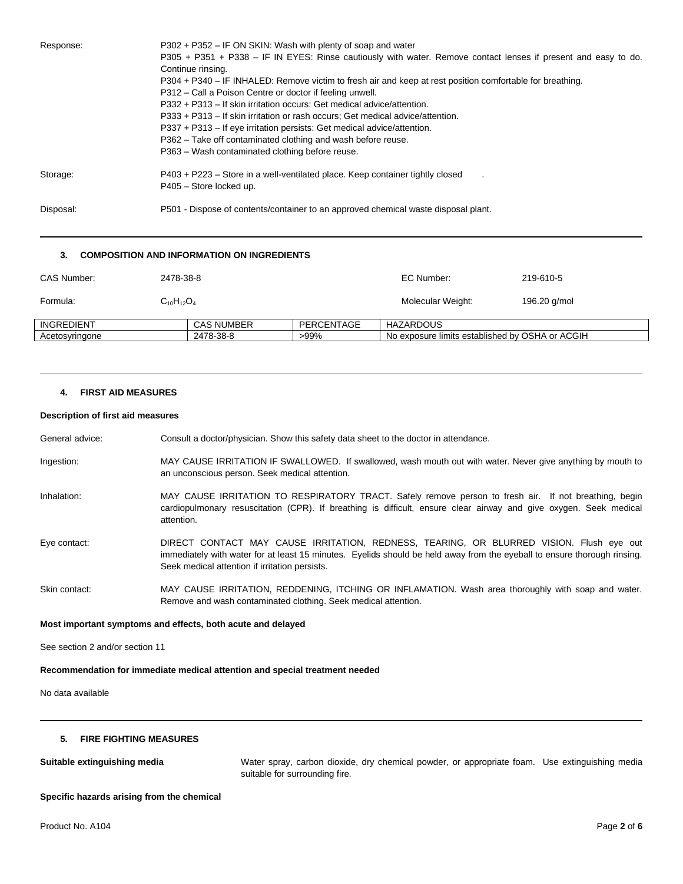Response:

P302 + P352 – IF ON SKIN: Wash with plenty of soap and water
P305 + P351 + P338 – IF IN EYES: Rinse cautiously with water. Remove contact lenses if present and easy to do. Continue rinsing.
P304 + P340 – IF INHALED: Remove victim to fresh air and keep at rest position comfortable for breathing.
P312 – Call a Poison Centre or doctor if feeling unwell.
P332 + P313 – If skin irritation occurs: Get medical advice/attention.
P333 + P313 – If skin irritation or rash occurs; Get medical advice/attention.
P337 + P313 – If eye irritation persists: Get medical advice/attention.
P362 – Take off contaminated clothing and wash before reuse.
P363 – Wash contaminated clothing before reuse.

Storage:

P403 + P223 – Store in a well-ventilated place. Keep container tightly closed .
P405 – Store locked up.

Disposal:

P501 - Dispose of contents/container to an approved chemical waste disposal plant.

## 3. COMPOSITION AND INFORMATION ON INGREDIENTS

CAS Number: 2478-38-8 EC Number: 219-610-5

Formula: $C_{10}H_{12}O_4$ Molecular Weight: 196.20 g/mol

| INGREDIENT | CAS NUMBER | PERCENTAGE | HAZARDOUS |
|---|---|---|---|
| Acetosyringone | 2478-38-8 | >99% | No exposure limits established by OSHA or ACGIH |

## 4. FIRST AID MEASURES

**Description of first aid measures**

General advice: Consult a doctor/physician. Show this safety data sheet to the doctor in attendance.

Ingestion: MAY CAUSE IRRITATION IF SWALLOWED. If swallowed, wash mouth out with water. Never give anything by mouth to an unconscious person. Seek medical attention.

Inhalation: MAY CAUSE IRRITATION TO RESPIRATORY TRACT. Safely remove person to fresh air. If not breathing, begin cardiopulmonary resuscitation (CPR). If breathing is difficult, ensure clear airway and give oxygen. Seek medical attention.

Eye contact: DIRECT CONTACT MAY CAUSE IRRITATION, REDNESS, TEARING, OR BLURRED VISION. Flush eye out immediately with water for at least 15 minutes. Eyelids should be held away from the eyeball to ensure thorough rinsing. Seek medical attention if irritation persists.

Skin contact: MAY CAUSE IRRITATION, REDDENING, ITCHING OR INFLAMATION. Wash area thoroughly with soap and water. Remove and wash contaminated clothing. Seek medical attention.

**Most important symptoms and effects, both acute and delayed**

See section 2 and/or section 11

**Recommendation for immediate medical attention and special treatment needed**

No data available

## 5. FIRE FIGHTING MEASURES

**Suitable extinguishing media** Water spray, carbon dioxide, dry chemical powder, or appropriate foam. Use extinguishing media suitable for surrounding fire.

**Specific hazards arising from the chemical**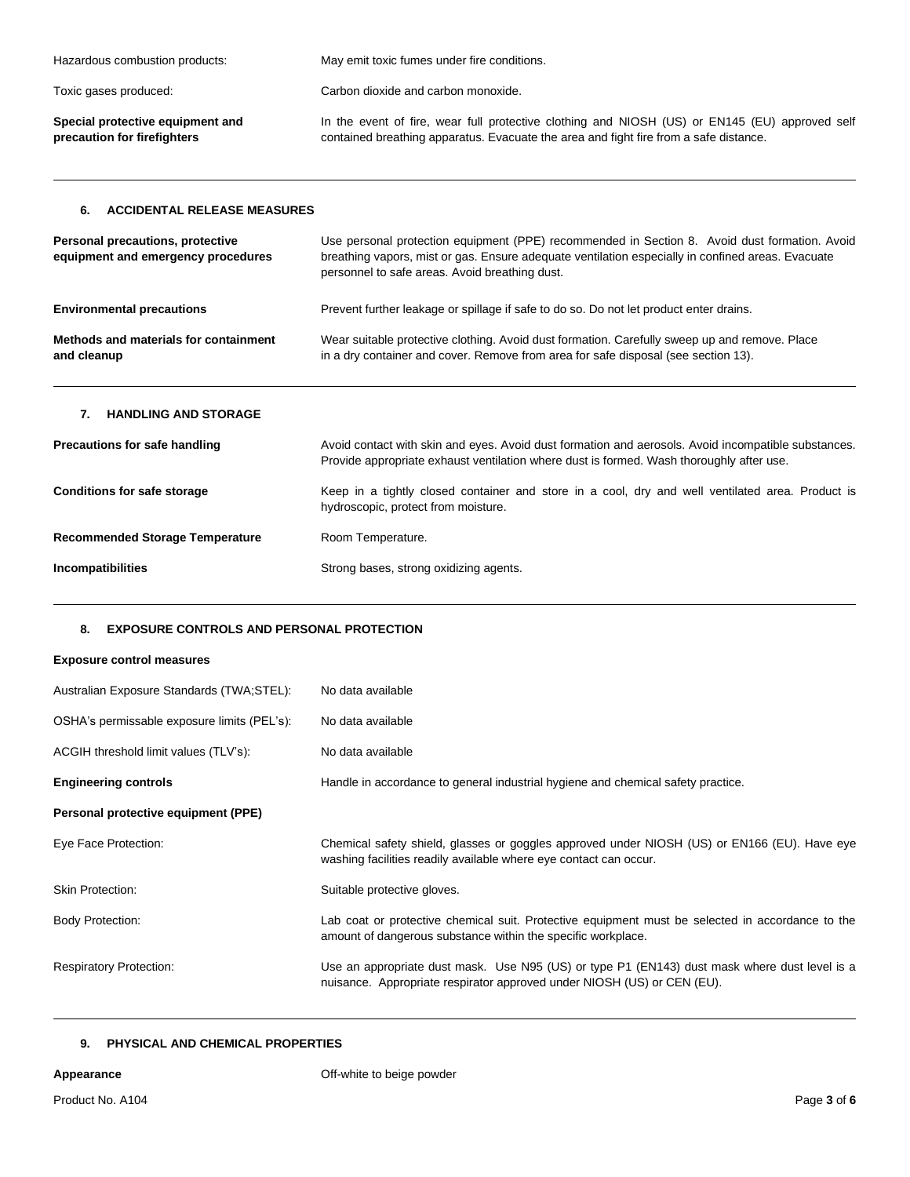| | |
|---|---|
| Hazardous combustion products: | May emit toxic fumes under fire conditions. |
| Toxic gases produced: | Carbon dioxide and carbon monoxide. |
| **Special protective equipment and precaution for firefighters** | In the event of fire, wear full protective clothing and NIOSH (US) or EN145 (EU) approved self contained breathing apparatus. Evacuate the area and fight fire from a safe distance. |

## 6. ACCIDENTAL RELEASE MEASURES

| | |
|---|---|
| **Personal precautions, protective equipment and emergency procedures** | Use personal protection equipment (PPE) recommended in Section 8. Avoid dust formation. Avoid breathing vapors, mist or gas. Ensure adequate ventilation especially in confined areas. Evacuate personnel to safe areas. Avoid breathing dust. |
| **Environmental precautions** | Prevent further leakage or spillage if safe to do so. Do not let product enter drains. |
| **Methods and materials for containment and cleanup** | Wear suitable protective clothing. Avoid dust formation. Carefully sweep up and remove. Place in a dry container and cover. Remove from area for safe disposal (see section 13). |

## 7. HANDLING AND STORAGE

| | |
|---|---|
| **Precautions for safe handling** | Avoid contact with skin and eyes. Avoid dust formation and aerosols. Avoid incompatible substances. Provide appropriate exhaust ventilation where dust is formed. Wash thoroughly after use. |
| **Conditions for safe storage** | Keep in a tightly closed container and store in a cool, dry and well ventilated area. Product is hydroscopic, protect from moisture. |
| **Recommended Storage Temperature** | Room Temperature. |
| **Incompatibilities** | Strong bases, strong oxidizing agents. |

## 8. EXPOSURE CONTROLS AND PERSONAL PROTECTION

**Exposure control measures**

| | |
|---|---|
| Australian Exposure Standards (TWA;STEL): | No data available |
| OSHA's permissable exposure limits (PEL's): | No data available |
| ACGIH threshold limit values (TLV's): | No data available |
| **Engineering controls** | Handle in accordance to general industrial hygiene and chemical safety practice. |

**Personal protective equipment (PPE)**

| | |
|---|---|
| Eye Face Protection: | Chemical safety shield, glasses or goggles approved under NIOSH (US) or EN166 (EU). Have eye washing facilities readily available where eye contact can occur. |
| Skin Protection: | Suitable protective gloves. |
| Body Protection: | Lab coat or protective chemical suit. Protective equipment must be selected in accordance to the amount of dangerous substance within the specific workplace. |
| Respiratory Protection: | Use an appropriate dust mask. Use N95 (US) or type P1 (EN143) dust mask where dust level is a nuisance. Appropriate respirator approved under NIOSH (US) or CEN (EU). |

## 9. PHYSICAL AND CHEMICAL PROPERTIES

| | |
|---|---|
| **Appearance** | Off-white to beige powder |

Product No. A104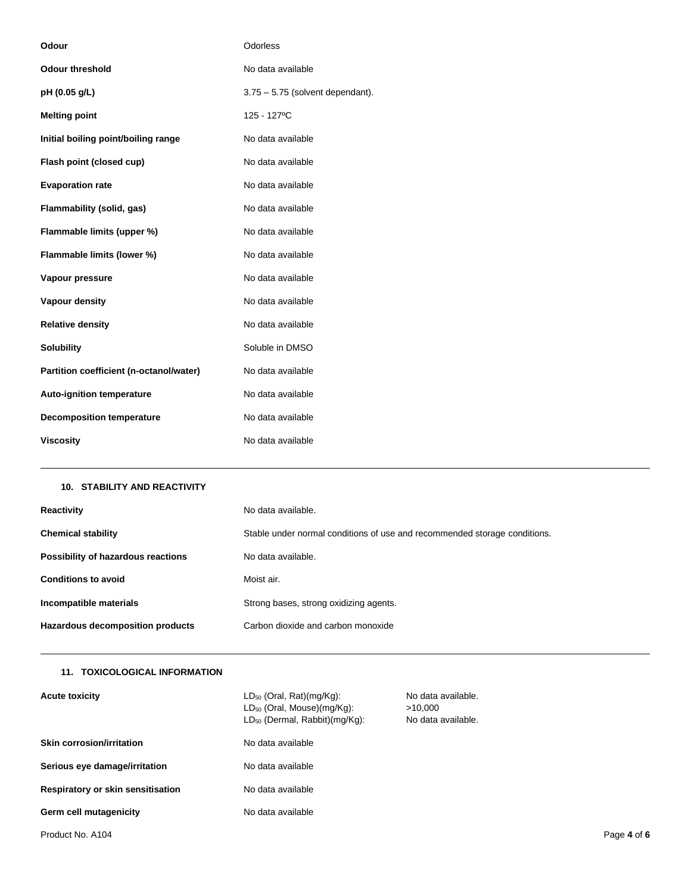| | |
|---|---|
| **Odour** | Odorless |
| **Odour threshold** | No data available |
| **pH (0.05 g/L)** | 3.75 – 5.75 (solvent dependant). |
| **Melting point** | 125 - 127ºC |
| **Initial boiling point/boiling range** | No data available |
| **Flash point (closed cup)** | No data available |
| **Evaporation rate** | No data available |
| **Flammability (solid, gas)** | No data available |
| **Flammable limits (upper %)** | No data available |
| **Flammable limits (lower %)** | No data available |
| **Vapour pressure** | No data available |
| **Vapour density** | No data available |
| **Relative density** | No data available |
| **Solubility** | Soluble in DMSO |
| **Partition coefficient (n-octanol/water)** | No data available |
| **Auto-ignition temperature** | No data available |
| **Decomposition temperature** | No data available |
| **Viscosity** | No data available |

## 10. STABILITY AND REACTIVITY

| | |
|---|---|
| **Reactivity** | No data available. |
| **Chemical stability** | Stable under normal conditions of use and recommended storage conditions. |
| **Possibility of hazardous reactions** | No data available. |
| **Conditions to avoid** | Moist air. |
| **Incompatible materials** | Strong bases, strong oxidizing agents. |
| **Hazardous decomposition products** | Carbon dioxide and carbon monoxide |

## 11. TOXICOLOGICAL INFORMATION

| | | |
|---|---|---|
| **Acute toxicity** | $LD_{50}$ (Oral, Rat)(mg/Kg): | No data available. |
| | $LD_{50}$ (Oral, Mouse)(mg/Kg): | >10,000 |
| | $LD_{50}$ (Dermal, Rabbit)(mg/Kg): | No data available. |
| **Skin corrosion/irritation** | No data available | |
| **Serious eye damage/irritation** | No data available | |
| **Respiratory or skin sensitisation** | No data available | |
| **Germ cell mutagenicity** | No data available | |

Product No. A104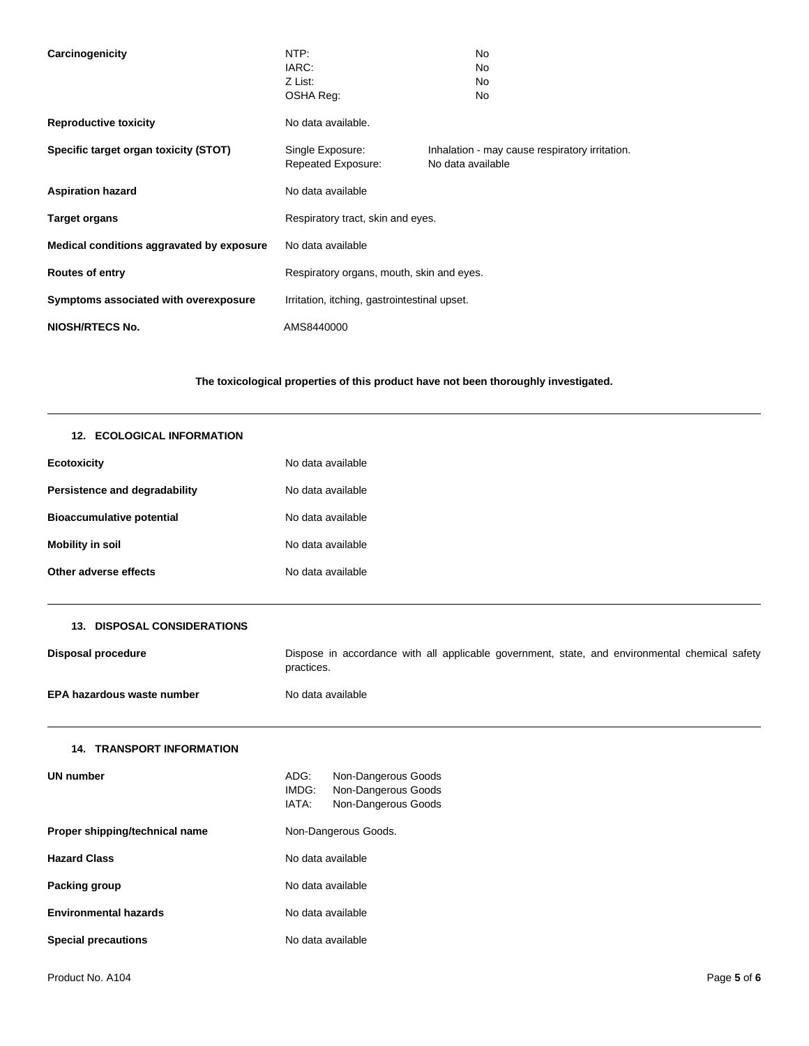| | | |
|---|---|---|
| **Carcinogenicity** | NTP:<br>IARC:<br>Z List:<br>OSHA Reg: | No<br>No<br>No<br>No |
| **Reproductive toxicity** | No data available. | |
| **Specific target organ toxicity (STOT)** | Single Exposure:<br>Repeated Exposure: | Inhalation - may cause respiratory irritation.<br>No data available |
| **Aspiration hazard** | No data available | |
| **Target organs** | Respiratory tract, skin and eyes. | |
| **Medical conditions aggravated by exposure** | No data available | |
| **Routes of entry** | Respiratory organs, mouth, skin and eyes. | |
| **Symptoms associated with overexposure** | Irritation, itching, gastrointestinal upset. | |
| **NIOSH/RTECS No.** | AMS8440000 | |

**The toxicological properties of this product have not been thoroughly investigated.**

## 12. ECOLOGICAL INFORMATION

| | |
|---|---|
| **Ecotoxicity** | No data available |
| **Persistence and degradability** | No data available |
| **Bioaccumulative potential** | No data available |
| **Mobility in soil** | No data available |
| **Other adverse effects** | No data available |

## 13. DISPOSAL CONSIDERATIONS

| | |
|---|---|
| **Disposal procedure** | Dispose in accordance with all applicable government, state, and environmental chemical safety practices. |
| **EPA hazardous waste number** | No data available |

## 14. TRANSPORT INFORMATION

| | |
|---|---|
| **UN number** | ADG: Non-Dangerous Goods<br>IMDG: Non-Dangerous Goods<br>IATA: Non-Dangerous Goods |
| **Proper shipping/technical name** | Non-Dangerous Goods. |
| **Hazard Class** | No data available |
| **Packing group** | No data available |
| **Environmental hazards** | No data available |
| **Special precautions** | No data available |

Product No. A104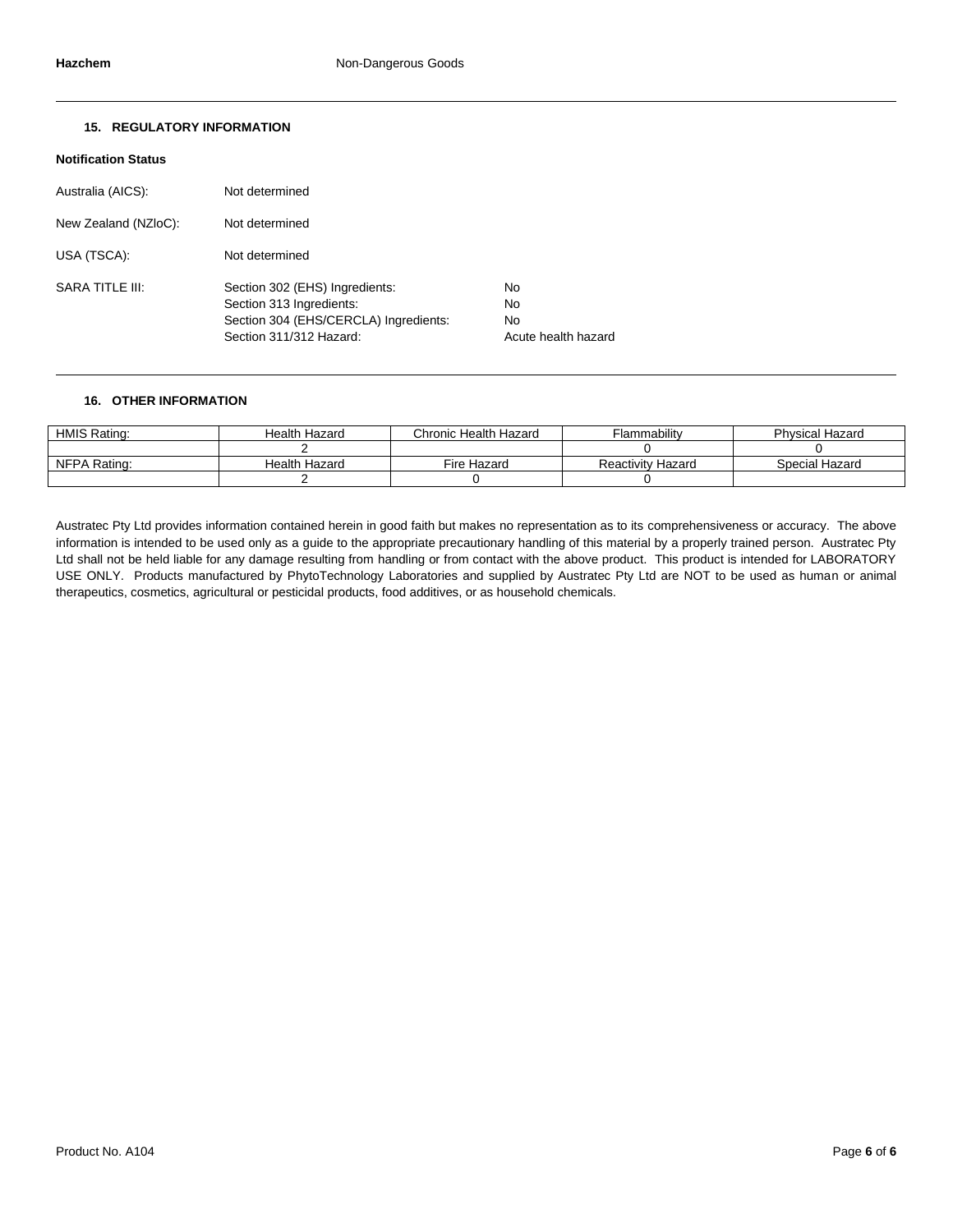**Hazchem** Non-Dangerous Goods

## 15. REGULATORY INFORMATION

**Notification Status**

Australia (AICS): Not determined

New Zealand (NZloC): Not determined

USA (TSCA): Not determined

SARA TITLE III:

| | | |
|---|---|---|
| | Section 302 (EHS) Ingredients: | No |
| | Section 313 Ingredients: | No |
| | Section 304 (EHS/CERCLA) Ingredients: | No |
| | Section 311/312 Hazard: | Acute health hazard |

## 16. OTHER INFORMATION

| HMIS Rating: | Health Hazard | Chronic Health Hazard | Flammability | Physical Hazard |
|---|---|---|---|---|
| | 2 | | 0 | 0 |
| NFPA Rating: | Health Hazard | Fire Hazard | Reactivity Hazard | Special Hazard |
| | 2 | 0 | 0 | |

Austratec Pty Ltd provides information contained herein in good faith but makes no representation as to its comprehensiveness or accuracy. The above information is intended to be used only as a guide to the appropriate precautionary handling of this material by a properly trained person. Austratec Pty Ltd shall not be held liable for any damage resulting from handling or from contact with the above product. This product is intended for LABORATORY USE ONLY. Products manufactured by PhytoTechnology Laboratories and supplied by Austratec Pty Ltd are NOT to be used as human or animal therapeutics, cosmetics, agricultural or pesticidal products, food additives, or as household chemicals.

Product No. A104